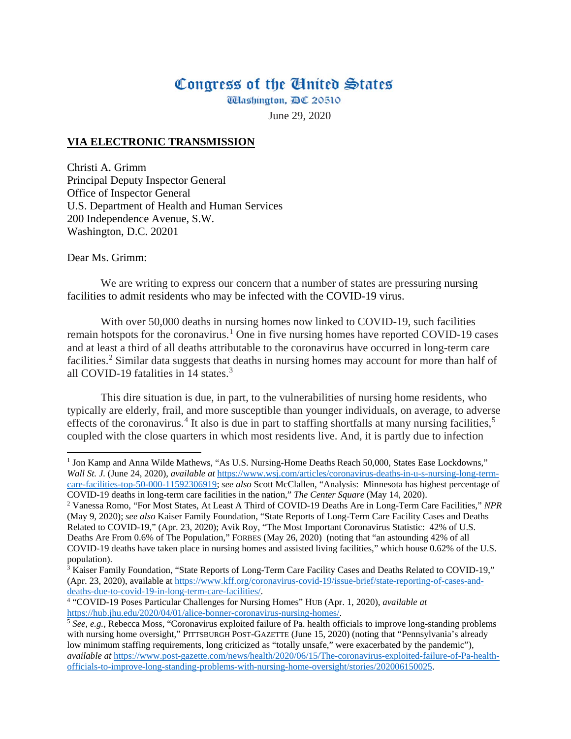# Congress of the United States

Washington, DC 20510

June 29, 2020

**VIA ELECTRONIC TRANSMISSION**

Christi A. Grimm
Principal Deputy Inspector General
Office of Inspector General
U.S. Department of Health and Human Services
200 Independence Avenue, S.W.
Washington, D.C. 20201

Dear Ms. Grimm:

We are writing to express our concern that a number of states are pressuring nursing facilities to admit residents who may be infected with the COVID-19 virus.

With over 50,000 deaths in nursing homes now linked to COVID-19, such facilities remain hotspots for the coronavirus.[1] One in five nursing homes have reported COVID-19 cases and at least a third of all deaths attributable to the coronavirus have occurred in long-term care facilities.[2] Similar data suggests that deaths in nursing homes may account for more than half of all COVID-19 fatalities in 14 states.[3]

This dire situation is due, in part, to the vulnerabilities of nursing home residents, who typically are elderly, frail, and more susceptible than younger individuals, on average, to adverse effects of the coronavirus.[4] It also is due in part to staffing shortfalls at many nursing facilities,[5] coupled with the close quarters in which most residents live. And, it is partly due to infection

---

[1] Jon Kamp and Anna Wilde Mathews, "As U.S. Nursing-Home Deaths Reach 50,000, States Ease Lockdowns," *Wall St. J.* (June 24, 2020), *available at* https://www.wsj.com/articles/coronavirus-deaths-in-u-s-nursing-long-term-care-facilities-top-50-000-11592306919; *see also* Scott McClallen, "Analysis: Minnesota has highest percentage of COVID-19 deaths in long-term care facilities in the nation," *The Center Square* (May 14, 2020).

[2] Vanessa Romo, "For Most States, At Least A Third of COVID-19 Deaths Are in Long-Term Care Facilities," *NPR* (May 9, 2020); *see also* Kaiser Family Foundation, "State Reports of Long-Term Care Facility Cases and Deaths Related to COVID-19," (Apr. 23, 2020); Avik Roy, "The Most Important Coronavirus Statistic: 42% of U.S. Deaths Are From 0.6% of The Population," FORBES (May 26, 2020) (noting that "an astounding 42% of all COVID-19 deaths have taken place in nursing homes and assisted living facilities," which house 0.62% of the U.S. population).

[3] Kaiser Family Foundation, "State Reports of Long-Term Care Facility Cases and Deaths Related to COVID-19," (Apr. 23, 2020), available at https://www.kff.org/coronavirus-covid-19/issue-brief/state-reporting-of-cases-and-deaths-due-to-covid-19-in-long-term-care-facilities/.

[4] "COVID-19 Poses Particular Challenges for Nursing Homes" HUB (Apr. 1, 2020), *available at* https://hub.jhu.edu/2020/04/01/alice-bonner-coronavirus-nursing-homes/.

[5] *See, e.g.,* Rebecca Moss, "Coronavirus exploited failure of Pa. health officials to improve long-standing problems with nursing home oversight," PITTSBURGH POST-GAZETTE (June 15, 2020) (noting that "Pennsylvania's already low minimum staffing requirements, long criticized as "totally unsafe," were exacerbated by the pandemic"), *available at* https://www.post-gazette.com/news/health/2020/06/15/The-coronavirus-exploited-failure-of-Pa-health-officials-to-improve-long-standing-problems-with-nursing-home-oversight/stories/202006150025.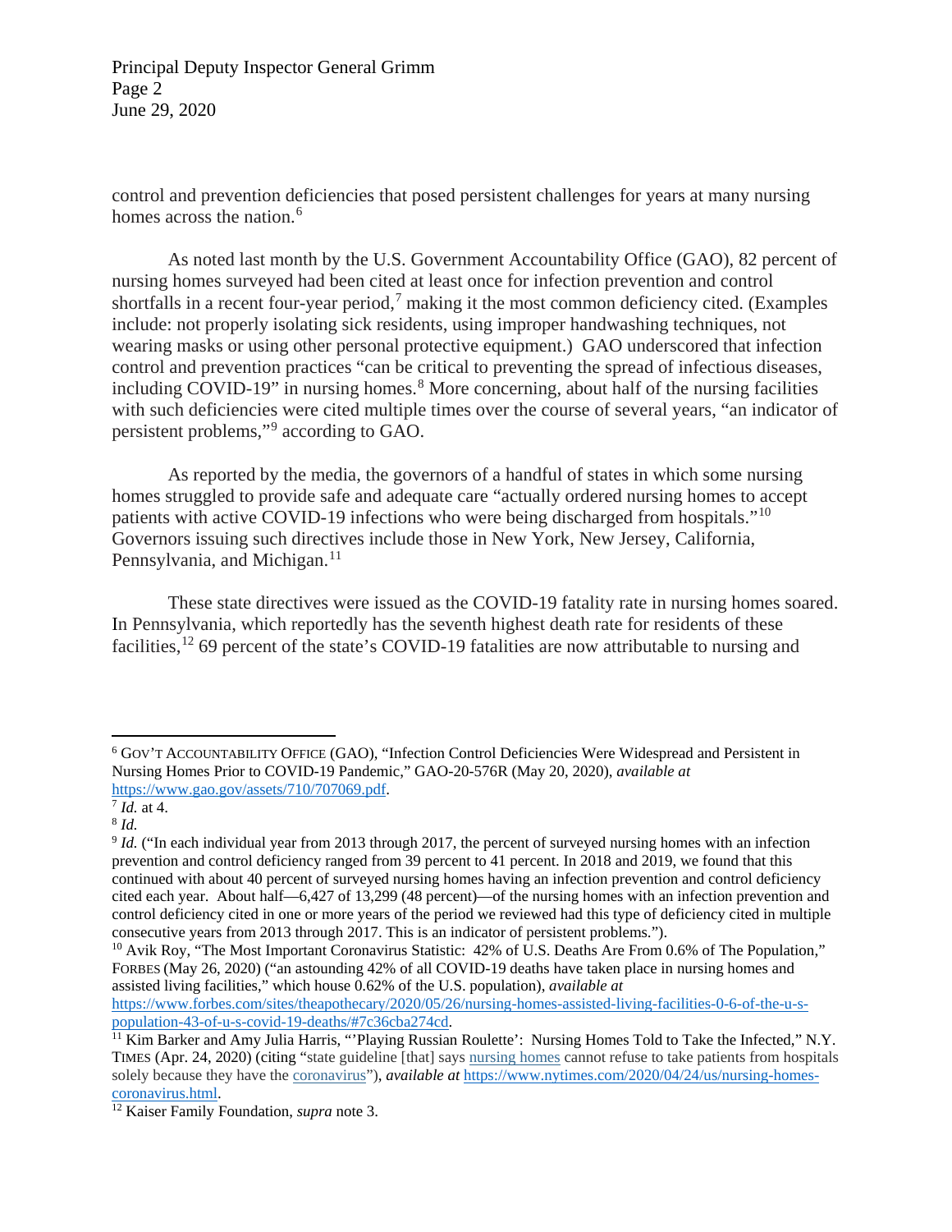control and prevention deficiencies that posed persistent challenges for years at many nursing homes across the nation.[6]

As noted last month by the U.S. Government Accountability Office (GAO), 82 percent of nursing homes surveyed had been cited at least once for infection prevention and control shortfalls in a recent four-year period,[7] making it the most common deficiency cited. (Examples include: not properly isolating sick residents, using improper handwashing techniques, not wearing masks or using other personal protective equipment.) GAO underscored that infection control and prevention practices "can be critical to preventing the spread of infectious diseases, including COVID-19" in nursing homes.[8] More concerning, about half of the nursing facilities with such deficiencies were cited multiple times over the course of several years, "an indicator of persistent problems,"[9] according to GAO.

As reported by the media, the governors of a handful of states in which some nursing homes struggled to provide safe and adequate care "actually ordered nursing homes to accept patients with active COVID-19 infections who were being discharged from hospitals."[10] Governors issuing such directives include those in New York, New Jersey, California, Pennsylvania, and Michigan.[11]

These state directives were issued as the COVID-19 fatality rate in nursing homes soared. In Pennsylvania, which reportedly has the seventh highest death rate for residents of these facilities,[12] 69 percent of the state's COVID-19 fatalities are now attributable to nursing and

---

[6] GOV'T ACCOUNTABILITY OFFICE (GAO), "Infection Control Deficiencies Were Widespread and Persistent in Nursing Homes Prior to COVID-19 Pandemic," GAO-20-576R (May 20, 2020), *available at* https://www.gao.gov/assets/710/707069.pdf.

[7] *Id.* at 4.

[8] *Id.*

[9] *Id.* ("In each individual year from 2013 through 2017, the percent of surveyed nursing homes with an infection prevention and control deficiency ranged from 39 percent to 41 percent. In 2018 and 2019, we found that this continued with about 40 percent of surveyed nursing homes having an infection prevention and control deficiency cited each year. About half—6,427 of 13,299 (48 percent)—of the nursing homes with an infection prevention and control deficiency cited in one or more years of the period we reviewed had this type of deficiency cited in multiple consecutive years from 2013 through 2017. This is an indicator of persistent problems.").

[10] Avik Roy, "The Most Important Coronavirus Statistic: 42% of U.S. Deaths Are From 0.6% of The Population," FORBES (May 26, 2020) ("an astounding 42% of all COVID-19 deaths have taken place in nursing homes and assisted living facilities," which house 0.62% of the U.S. population), *available at* https://www.forbes.com/sites/theapothecary/2020/05/26/nursing-homes-assisted-living-facilities-0-6-of-the-u-s-population-43-of-u-s-covid-19-deaths/#7c36cba274cd.

[11] Kim Barker and Amy Julia Harris, "'Playing Russian Roulette': Nursing Homes Told to Take the Infected," N.Y. TIMES (Apr. 24, 2020) (citing "state guideline [that] says nursing homes cannot refuse to take patients from hospitals solely because they have the coronavirus"), *available at* https://www.nytimes.com/2020/04/24/us/nursing-homes-coronavirus.html.

[12] Kaiser Family Foundation, *supra* note 3.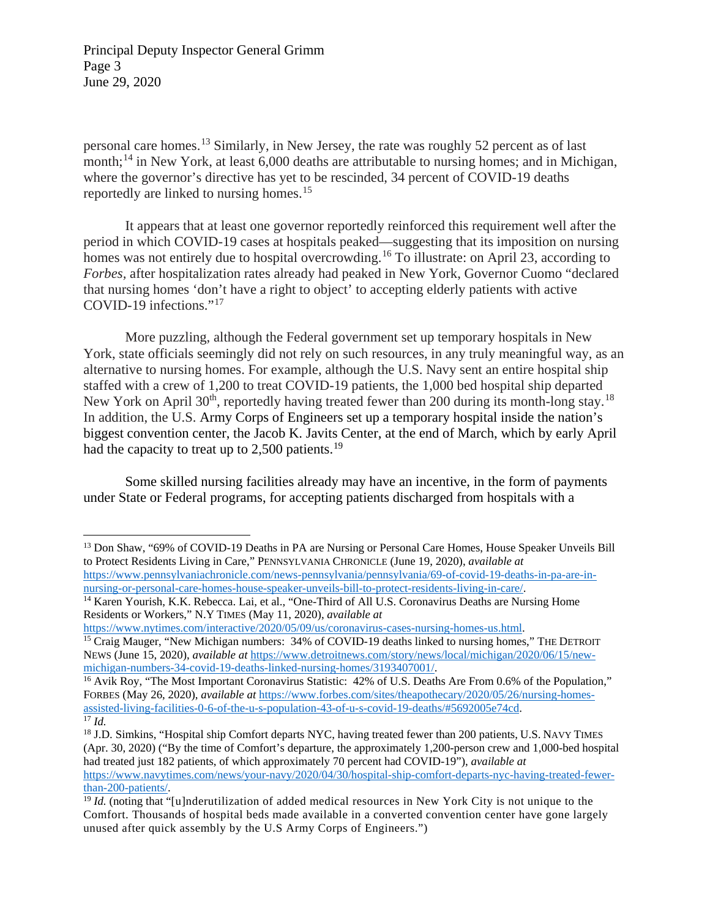personal care homes.[13] Similarly, in New Jersey, the rate was roughly 52 percent as of last month;[14] in New York, at least 6,000 deaths are attributable to nursing homes; and in Michigan, where the governor's directive has yet to be rescinded, 34 percent of COVID-19 deaths reportedly are linked to nursing homes.[15]

It appears that at least one governor reportedly reinforced this requirement well after the period in which COVID-19 cases at hospitals peaked—suggesting that its imposition on nursing homes was not entirely due to hospital overcrowding.[16] To illustrate: on April 23, according to *Forbes*, after hospitalization rates already had peaked in New York, Governor Cuomo "declared that nursing homes 'don't have a right to object' to accepting elderly patients with active COVID-19 infections."[17]

More puzzling, although the Federal government set up temporary hospitals in New York, state officials seemingly did not rely on such resources, in any truly meaningful way, as an alternative to nursing homes. For example, although the U.S. Navy sent an entire hospital ship staffed with a crew of 1,200 to treat COVID-19 patients, the 1,000 bed hospital ship departed New York on April 30th, reportedly having treated fewer than 200 during its month-long stay.[18] In addition, the U.S. Army Corps of Engineers set up a temporary hospital inside the nation's biggest convention center, the Jacob K. Javits Center, at the end of March, which by early April had the capacity to treat up to 2,500 patients.[19]

Some skilled nursing facilities already may have an incentive, in the form of payments under State or Federal programs, for accepting patients discharged from hospitals with a

---

[13] Don Shaw, "69% of COVID-19 Deaths in PA are Nursing or Personal Care Homes, House Speaker Unveils Bill to Protect Residents Living in Care," PENNSYLVANIA CHRONICLE (June 19, 2020), *available at* https://www.pennsylvaniachronicle.com/news-pennsylvania/pennsylvania/69-of-covid-19-deaths-in-pa-are-in-nursing-or-personal-care-homes-house-speaker-unveils-bill-to-protect-residents-living-in-care/.

[14] Karen Yourish, K.K. Rebecca. Lai, et al., "One-Third of All U.S. Coronavirus Deaths are Nursing Home Residents or Workers," N.Y TIMES (May 11, 2020), *available at* https://www.nytimes.com/interactive/2020/05/09/us/coronavirus-cases-nursing-homes-us.html.

[15] Craig Mauger, "New Michigan numbers: 34% of COVID-19 deaths linked to nursing homes," THE DETROIT NEWS (June 15, 2020), *available at* https://www.detroitnews.com/story/news/local/michigan/2020/06/15/new-michigan-numbers-34-covid-19-deaths-linked-nursing-homes/3193407001/.

[16] Avik Roy, "The Most Important Coronavirus Statistic: 42% of U.S. Deaths Are From 0.6% of the Population," FORBES (May 26, 2020), *available at* https://www.forbes.com/sites/theapothecary/2020/05/26/nursing-homes-assisted-living-facilities-0-6-of-the-u-s-population-43-of-u-s-covid-19-deaths/#5692005e74cd.

[17] *Id.*

[18] J.D. Simkins, "Hospital ship Comfort departs NYC, having treated fewer than 200 patients, U.S. NAVY TIMES (Apr. 30, 2020) ("By the time of Comfort's departure, the approximately 1,200-person crew and 1,000-bed hospital had treated just 182 patients, of which approximately 70 percent had COVID-19"), *available at* https://www.navytimes.com/news/your-navy/2020/04/30/hospital-ship-comfort-departs-nyc-having-treated-fewer-than-200-patients/.

[19] *Id.* (noting that "[u]nderutilization of added medical resources in New York City is not unique to the Comfort. Thousands of hospital beds made available in a converted convention center have gone largely unused after quick assembly by the U.S Army Corps of Engineers.")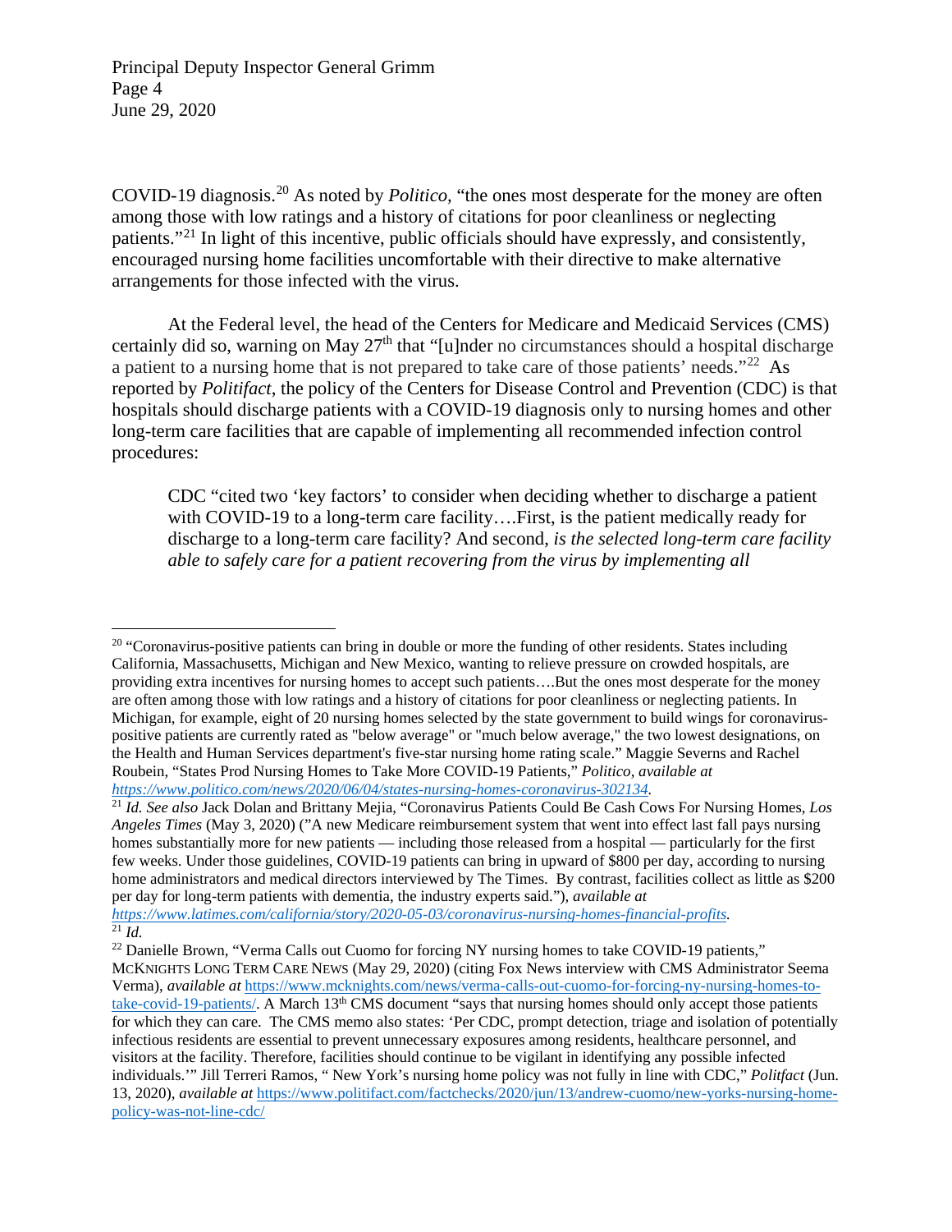COVID-19 diagnosis.[20] As noted by *Politico*, "the ones most desperate for the money are often among those with low ratings and a history of citations for poor cleanliness or neglecting patients."[21] In light of this incentive, public officials should have expressly, and consistently, encouraged nursing home facilities uncomfortable with their directive to make alternative arrangements for those infected with the virus.

At the Federal level, the head of the Centers for Medicare and Medicaid Services (CMS) certainly did so, warning on May 27th that "[u]nder no circumstances should a hospital discharge a patient to a nursing home that is not prepared to take care of those patients' needs."[22] As reported by *Politifact*, the policy of the Centers for Disease Control and Prevention (CDC) is that hospitals should discharge patients with a COVID-19 diagnosis only to nursing homes and other long-term care facilities that are capable of implementing all recommended infection control procedures:

> CDC "cited two 'key factors' to consider when deciding whether to discharge a patient with COVID-19 to a long-term care facility….First, is the patient medically ready for discharge to a long-term care facility? And second, *is the selected long-term care facility able to safely care for a patient recovering from the virus by implementing all*

---

[20] "Coronavirus-positive patients can bring in double or more the funding of other residents. States including California, Massachusetts, Michigan and New Mexico, wanting to relieve pressure on crowded hospitals, are providing extra incentives for nursing homes to accept such patients….But the ones most desperate for the money are often among those with low ratings and a history of citations for poor cleanliness or neglecting patients. In Michigan, for example, eight of 20 nursing homes selected by the state government to build wings for coronavirus-positive patients are currently rated as "below average" or "much below average," the two lowest designations, on the Health and Human Services department's five-star nursing home rating scale." Maggie Severns and Rachel Roubein, "States Prod Nursing Homes to Take More COVID-19 Patients," *Politico*, *available at https://www.politico.com/news/2020/06/04/states-nursing-homes-coronavirus-302134*.

[21] *Id. See also* Jack Dolan and Brittany Mejia, "Coronavirus Patients Could Be Cash Cows For Nursing Homes, *Los Angeles Times* (May 3, 2020) ("A new Medicare reimbursement system that went into effect last fall pays nursing homes substantially more for new patients — including those released from a hospital — particularly for the first few weeks. Under those guidelines, COVID-19 patients can bring in upward of $800 per day, according to nursing home administrators and medical directors interviewed by The Times. By contrast, facilities collect as little as $200 per day for long-term patients with dementia, the industry experts said."), *available at https://www.latimes.com/california/story/2020-05-03/coronavirus-nursing-homes-financial-profits.*

[21] *Id.*

[22] Danielle Brown, "Verma Calls out Cuomo for forcing NY nursing homes to take COVID-19 patients," McKnights Long Term Care News (May 29, 2020) (citing Fox News interview with CMS Administrator Seema Verma), *available at* https://www.mcknights.com/news/verma-calls-out-cuomo-for-forcing-ny-nursing-homes-to-take-covid-19-patients/. A March 13th CMS document "says that nursing homes should only accept those patients for which they can care. The CMS memo also states: 'Per CDC, prompt detection, triage and isolation of potentially infectious residents are essential to prevent unnecessary exposures among residents, healthcare personnel, and visitors at the facility. Therefore, facilities should continue to be vigilant in identifying any possible infected individuals.'" Jill Terreri Ramos, " New York's nursing home policy was not fully in line with CDC," *Politifact* (Jun. 13, 2020), *available at* https://www.politifact.com/factchecks/2020/jun/13/andrew-cuomo/new-yorks-nursing-home-policy-was-not-line-cdc/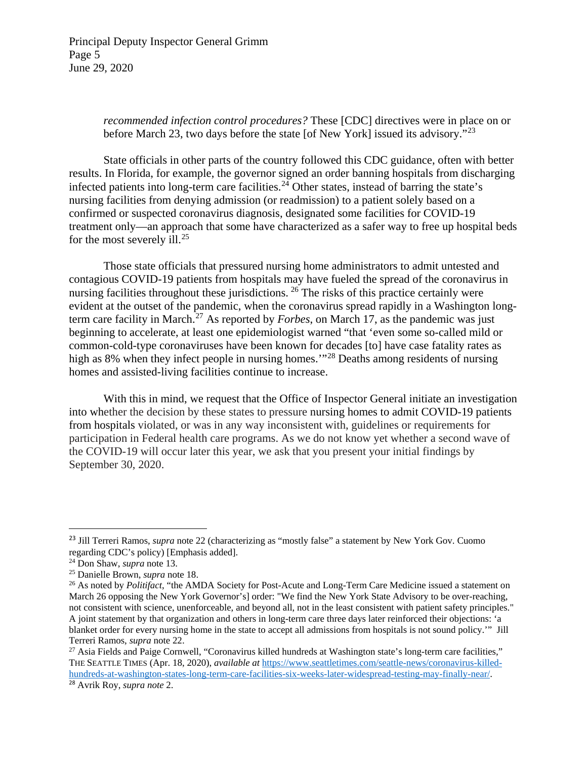> *recommended infection control procedures?* These [CDC] directives were in place on or before March 23, two days before the state [of New York] issued its advisory."[23]

State officials in other parts of the country followed this CDC guidance, often with better results. In Florida, for example, the governor signed an order banning hospitals from discharging infected patients into long-term care facilities.[24] Other states, instead of barring the state's nursing facilities from denying admission (or readmission) to a patient solely based on a confirmed or suspected coronavirus diagnosis, designated some facilities for COVID-19 treatment only—an approach that some have characterized as a safer way to free up hospital beds for the most severely ill.[25]

Those state officials that pressured nursing home administrators to admit untested and contagious COVID-19 patients from hospitals may have fueled the spread of the coronavirus in nursing facilities throughout these jurisdictions. [26] The risks of this practice certainly were evident at the outset of the pandemic, when the coronavirus spread rapidly in a Washington long-term care facility in March.[27] As reported by *Forbes*, on March 17, as the pandemic was just beginning to accelerate, at least one epidemiologist warned "that 'even some so-called mild or common-cold-type coronaviruses have been known for decades [to] have case fatality rates as high as 8% when they infect people in nursing homes.'"[28] Deaths among residents of nursing homes and assisted-living facilities continue to increase.

With this in mind, we request that the Office of Inspector General initiate an investigation into whether the decision by these states to pressure nursing homes to admit COVID-19 patients from hospitals violated, or was in any way inconsistent with, guidelines or requirements for participation in Federal health care programs. As we do not know yet whether a second wave of the COVID-19 will occur later this year, we ask that you present your initial findings by September 30, 2020.

---

[23] Jill Terreri Ramos, *supra* note 22 (characterizing as "mostly false" a statement by New York Gov. Cuomo regarding CDC's policy) [Emphasis added].

[24] Don Shaw, *supra* note 13.

[25] Danielle Brown, *supra* note 18.

[26] As noted by *Politifact*, "the AMDA Society for Post-Acute and Long-Term Care Medicine issued a statement on March 26 opposing the New York Governor's] order: "We find the New York State Advisory to be over-reaching, not consistent with science, unenforceable, and beyond all, not in the least consistent with patient safety principles." A joint statement by that organization and others in long-term care three days later reinforced their objections: 'a blanket order for every nursing home in the state to accept all admissions from hospitals is not sound policy.'" Jill Terreri Ramos, *supra* note 22.

[27] Asia Fields and Paige Cornwell, "Coronavirus killed hundreds at Washington state's long-term care facilities," THE SEATTLE TIMES (Apr. 18, 2020), *available at* https://www.seattletimes.com/seattle-news/coronavirus-killed-hundreds-at-washington-states-long-term-care-facilities-six-weeks-later-widespread-testing-may-finally-near/.

[28] Avrik Roy, *supra note* 2.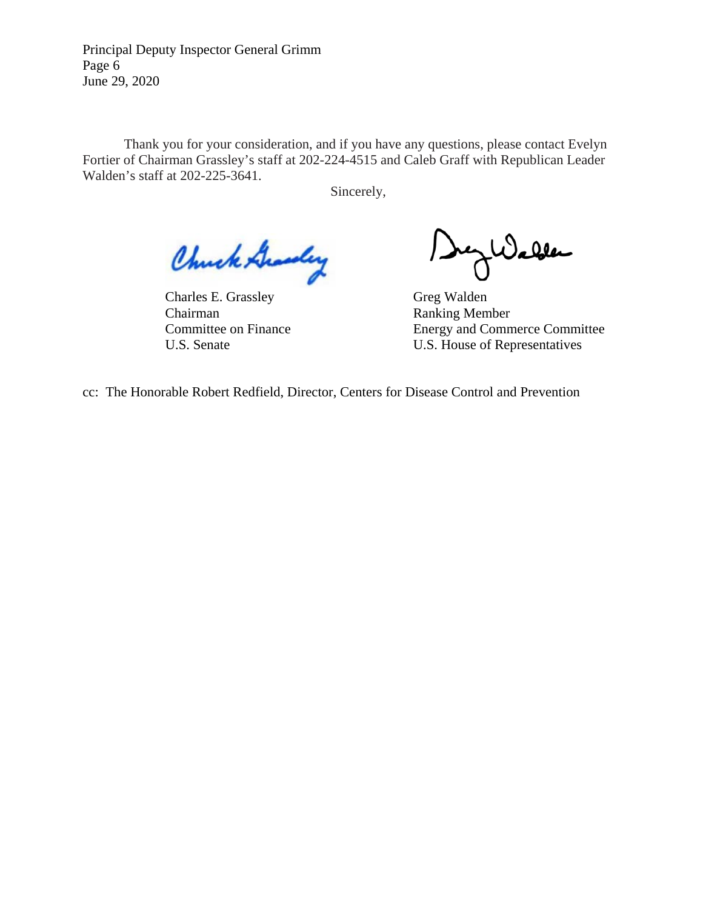Thank you for your consideration, and if you have any questions, please contact Evelyn Fortier of Chairman Grassley's staff at 202-224-4515 and Caleb Graff with Republican Leader Walden's staff at 202-225-3641.

Sincerely,

Charles E. Grassley
Chairman
Committee on Finance
U.S. Senate

Greg Walden
Ranking Member
Energy and Commerce Committee
U.S. House of Representatives

cc: The Honorable Robert Redfield, Director, Centers for Disease Control and Prevention